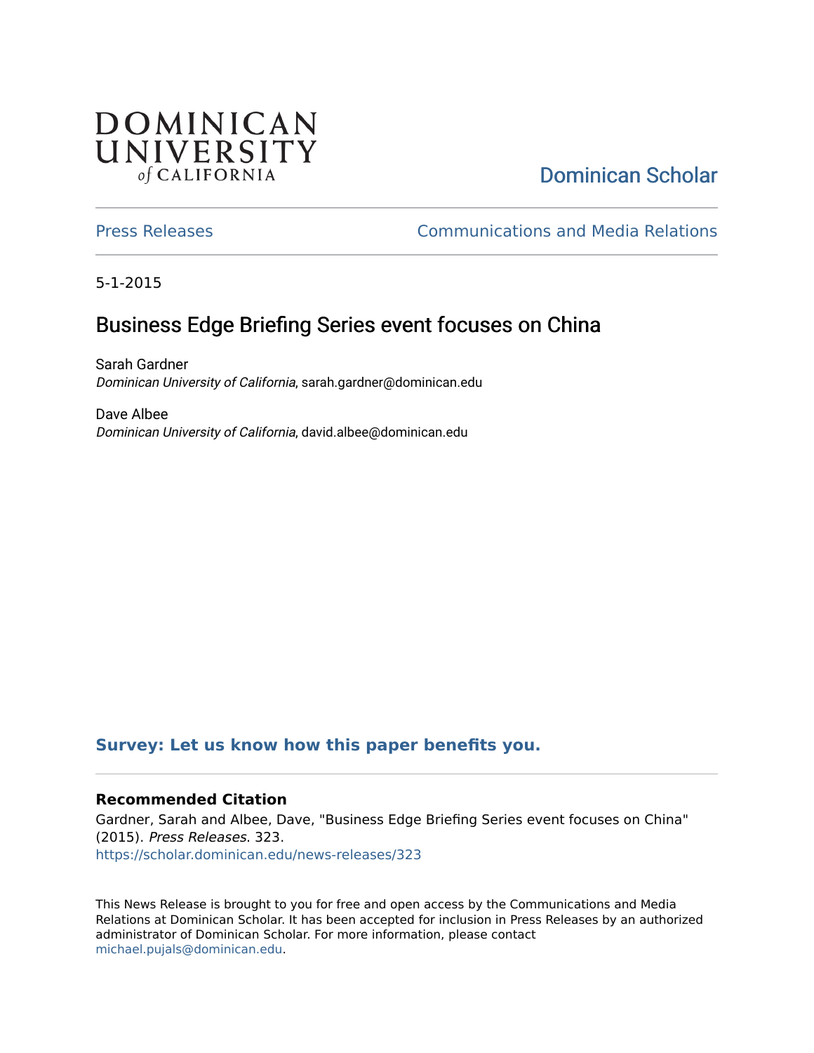DOMINICAN UNIVERSITY of CALIFORNIA

Dominican Scholar

Press Releases | Communications and Media Relations

5-1-2015

# Business Edge Briefing Series event focuses on China

Sarah Gardner
*Dominican University of California*, sarah.gardner@dominican.edu

Dave Albee
*Dominican University of California*, david.albee@dominican.edu

**Survey: Let us know how this paper benefits you.**

### Recommended Citation

Gardner, Sarah and Albee, Dave, "Business Edge Briefing Series event focuses on China" (2015). *Press Releases*. 323.
https://scholar.dominican.edu/news-releases/323

This News Release is brought to you for free and open access by the Communications and Media Relations at Dominican Scholar. It has been accepted for inclusion in Press Releases by an authorized administrator of Dominican Scholar. For more information, please contact michael.pujals@dominican.edu.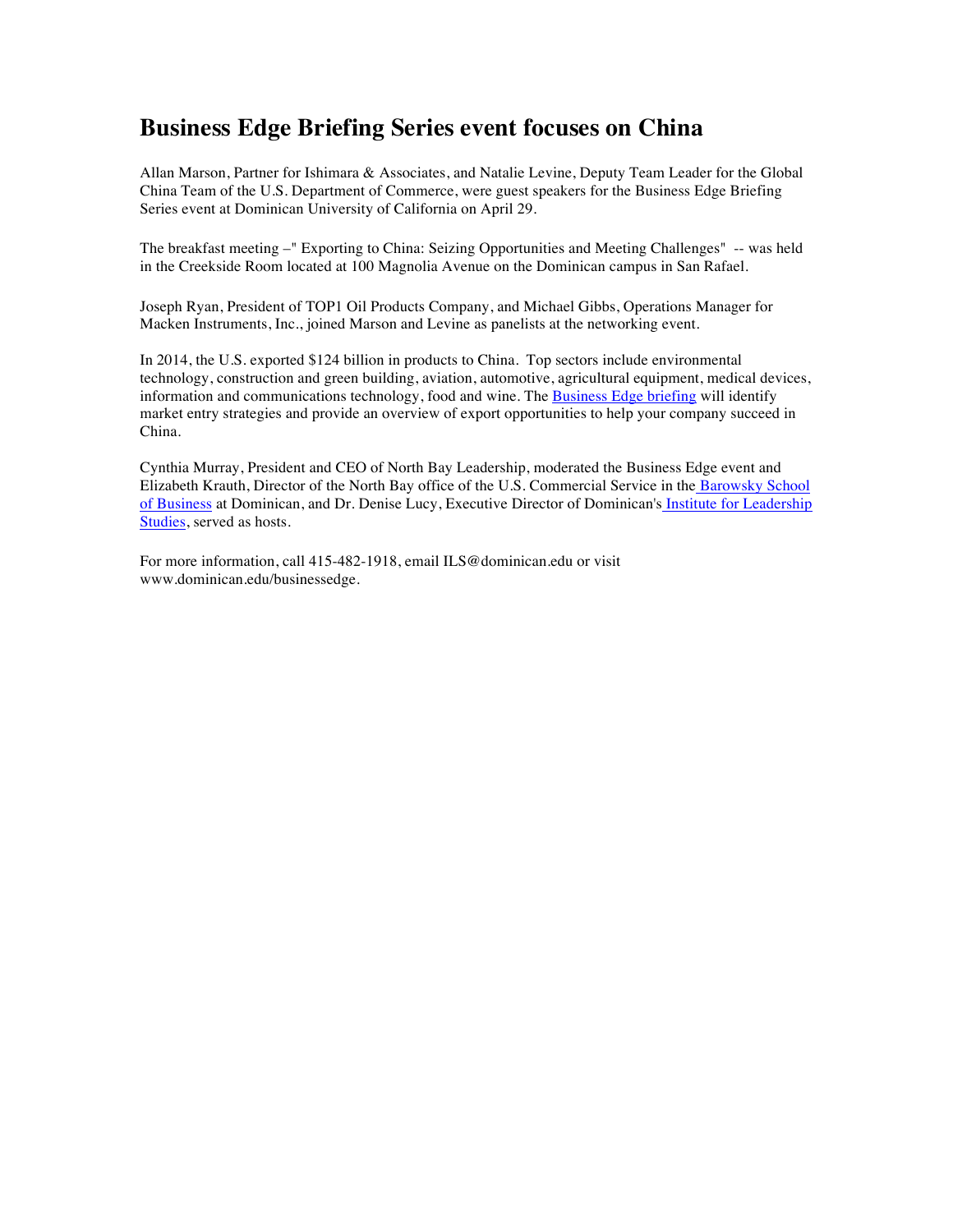# Business Edge Briefing Series event focuses on China

Allan Marson, Partner for Ishimara & Associates, and Natalie Levine, Deputy Team Leader for the Global China Team of the U.S. Department of Commerce, were guest speakers for the Business Edge Briefing Series event at Dominican University of California on April 29.

The breakfast meeting –" Exporting to China: Seizing Opportunities and Meeting Challenges" -- was held in the Creekside Room located at 100 Magnolia Avenue on the Dominican campus in San Rafael.

Joseph Ryan, President of TOP1 Oil Products Company, and Michael Gibbs, Operations Manager for Macken Instruments, Inc., joined Marson and Levine as panelists at the networking event.

In 2014, the U.S. exported $124 billion in products to China. Top sectors include environmental technology, construction and green building, aviation, automotive, agricultural equipment, medical devices, information and communications technology, food and wine. The Business Edge briefing will identify market entry strategies and provide an overview of export opportunities to help your company succeed in China.

Cynthia Murray, President and CEO of North Bay Leadership, moderated the Business Edge event and Elizabeth Krauth, Director of the North Bay office of the U.S. Commercial Service in the Barowsky School of Business at Dominican, and Dr. Denise Lucy, Executive Director of Dominican's Institute for Leadership Studies, served as hosts.

For more information, call 415-482-1918, email ILS@dominican.edu or visit www.dominican.edu/businessedge.